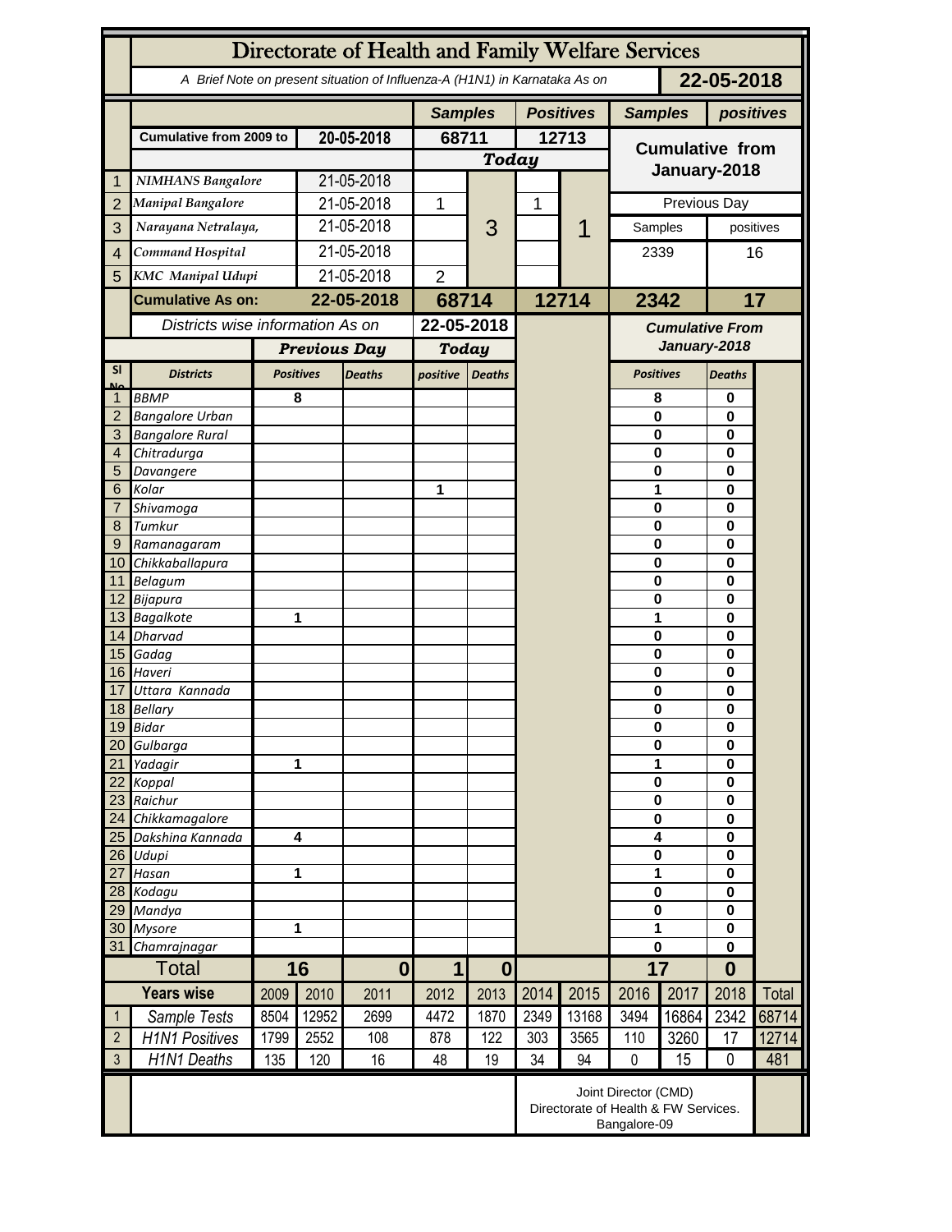# Directorate of Health and Family Welfare Services

A Brief Note on present situation of Influenza-A (H1N1) in Karnataka As on **22-05-2018**

| | | | Samples | | Positives | | Samples | positives |
|---|---|---|---|---|---|---|---|---|
| | Cumulative from 2009 to | 20-05-2018 | 68711 | | 12713 | | Cumulative from January-2018 | |
| | | | Today | | | | | |
| 1 | NIMHANS Bangalore | 21-05-2018 | | 3 | | 1 | | |
| 2 | Manipal Bangalore | 21-05-2018 | 1 | | 1 | | Previous Day | |
| 3 | Narayana Netralaya, | 21-05-2018 | | | | | Samples | positives |
| 4 | Command Hospital | 21-05-2018 | | | | | 2339 | 16 |
| 5 | KMC Manipal Udupi | 21-05-2018 | 2 | | | | | |
| | **Cumulative As on:** | **22-05-2018** | **68714** | | **12714** | | **2342** | **17** |

Districts wise information As on **22-05-2018**

| Sl No | Districts | Previous Day Positives | Previous Day Deaths | Today positive | Today Deaths | Cumulative From January-2018 Positives | Cumulative From January-2018 Deaths |
|---|---|---|---|---|---|---|---|
| 1 | BBMP | 8 | | | | 8 | 0 |
| 2 | Bangalore Urban | | | | | 0 | 0 |
| 3 | Bangalore Rural | | | | | 0 | 0 |
| 4 | Chitradurga | | | | | 0 | 0 |
| 5 | Davangere | | | | | 0 | 0 |
| 6 | Kolar | | | 1 | | 1 | 0 |
| 7 | Shivamoga | | | | | 0 | 0 |
| 8 | Tumkur | | | | | 0 | 0 |
| 9 | Ramanagaram | | | | | 0 | 0 |
| 10 | Chikkaballapura | | | | | 0 | 0 |
| 11 | Belagum | | | | | 0 | 0 |
| 12 | Bijapura | | | | | 0 | 0 |
| 13 | Bagalkote | 1 | | | | 1 | 0 |
| 14 | Dharvad | | | | | 0 | 0 |
| 15 | Gadag | | | | | 0 | 0 |
| 16 | Haveri | | | | | 0 | 0 |
| 17 | Uttara Kannada | | | | | 0 | 0 |
| 18 | Bellary | | | | | 0 | 0 |
| 19 | Bidar | | | | | 0 | 0 |
| 20 | Gulbarga | | | | | 0 | 0 |
| 21 | Yadagir | 1 | | | | 1 | 0 |
| 22 | Koppal | | | | | 0 | 0 |
| 23 | Raichur | | | | | 0 | 0 |
| 24 | Chikkamagalore | | | | | 0 | 0 |
| 25 | Dakshina Kannada | 4 | | | | 4 | 0 |
| 26 | Udupi | | | | | 0 | 0 |
| 27 | Hasan | 1 | | | | 1 | 0 |
| 28 | Kodagu | | | | | 0 | 0 |
| 29 | Mandya | | | | | 0 | 0 |
| 30 | Mysore | 1 | | | | 1 | 0 |
| 31 | Chamrajnagar | | | | | 0 | 0 |
| | **Total** | **16** | **0** | **1** | **0** | **17** | **0** |

| | Years wise | 2009 | 2010 | 2011 | 2012 | 2013 | 2014 | 2015 | 2016 | 2017 | 2018 | Total |
|---|---|---|---|---|---|---|---|---|---|---|---|---|
| 1 | Sample Tests | 8504 | 12952 | 2699 | 4472 | 1870 | 2349 | 13168 | 3494 | 16864 | 2342 | 68714 |
| 2 | H1N1 Positives | 1799 | 2552 | 108 | 878 | 122 | 303 | 3565 | 110 | 3260 | 17 | 12714 |
| 3 | H1N1 Deaths | 135 | 120 | 16 | 48 | 19 | 34 | 94 | 0 | 15 | 0 | 481 |

Joint Director (CMD)
Directorate of Health & FW Services.
Bangalore-09